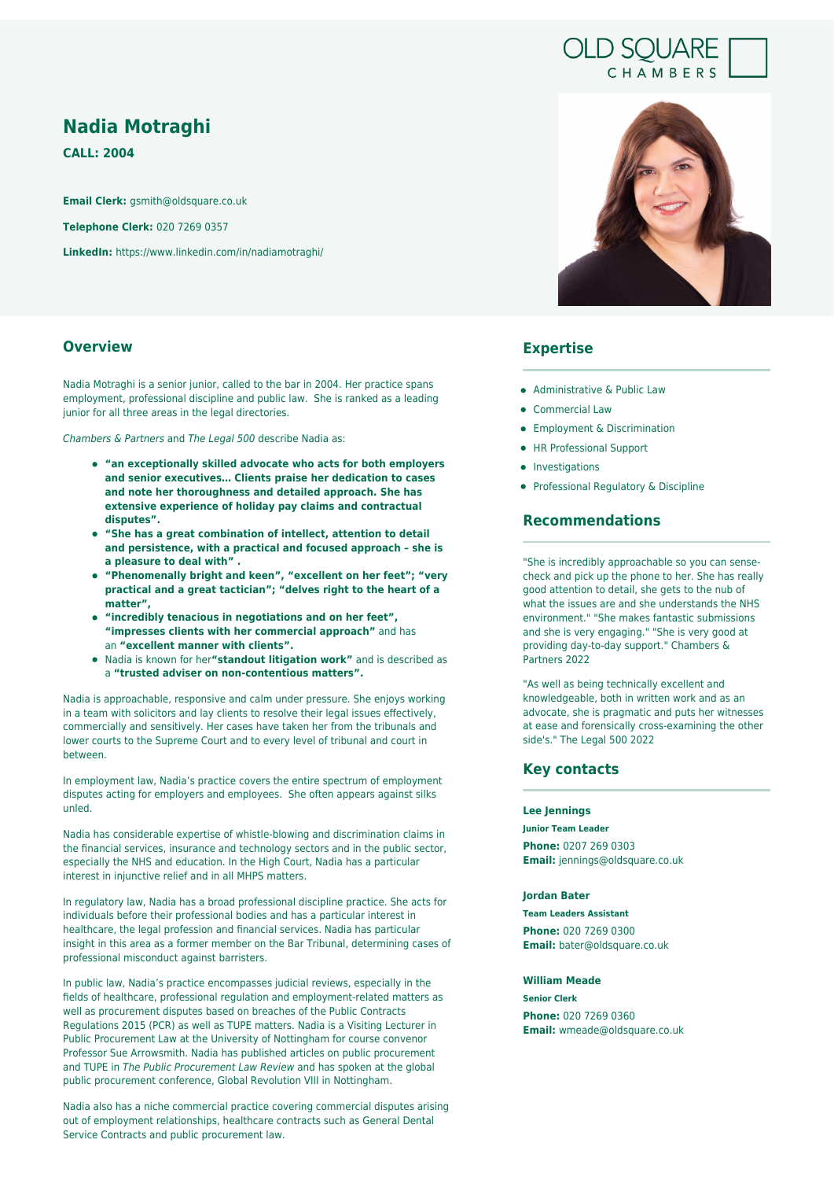OLD SQUARE CHAMBERS

# Nadia Motraghi

**CALL: 2004**

**Email Clerk:** gsmith@oldsquare.co.uk

**Telephone Clerk:** 020 7269 0357

**LinkedIn:** https://www.linkedin.com/in/nadiamotraghi/

## Overview

Nadia Motraghi is a senior junior, called to the bar in 2004. Her practice spans employment, professional discipline and public law. She is ranked as a leading junior for all three areas in the legal directories.

*Chambers & Partners* and *The Legal 500* describe Nadia as:

- **"an exceptionally skilled advocate who acts for both employers and senior executives… Clients praise her dedication to cases and note her thoroughness and detailed approach. She has extensive experience of holiday pay claims and contractual disputes".**
- **"She has a great combination of intellect, attention to detail and persistence, with a practical and focused approach – she is a pleasure to deal with" .**
- **"Phenomenally bright and keen", "excellent on her feet"; "very practical and a great tactician"; "delves right to the heart of a matter",**
- **"incredibly tenacious in negotiations and on her feet", "impresses clients with her commercial approach"** and has an **"excellent manner with clients".**
- Nadia is known for her**"standout litigation work"** and is described as a **"trusted adviser on non-contentious matters".**

Nadia is approachable, responsive and calm under pressure. She enjoys working in a team with solicitors and lay clients to resolve their legal issues effectively, commercially and sensitively. Her cases have taken her from the tribunals and lower courts to the Supreme Court and to every level of tribunal and court in between.

In employment law, Nadia's practice covers the entire spectrum of employment disputes acting for employers and employees. She often appears against silks unled.

Nadia has considerable expertise of whistle-blowing and discrimination claims in the financial services, insurance and technology sectors and in the public sector, especially the NHS and education. In the High Court, Nadia has a particular interest in injunctive relief and in all MHPS matters.

In regulatory law, Nadia has a broad professional discipline practice. She acts for individuals before their professional bodies and has a particular interest in healthcare, the legal profession and financial services. Nadia has particular insight in this area as a former member on the Bar Tribunal, determining cases of professional misconduct against barristers.

In public law, Nadia's practice encompasses judicial reviews, especially in the fields of healthcare, professional regulation and employment-related matters as well as procurement disputes based on breaches of the Public Contracts Regulations 2015 (PCR) as well as TUPE matters. Nadia is a Visiting Lecturer in Public Procurement Law at the University of Nottingham for course convenor Professor Sue Arrowsmith. Nadia has published articles on public procurement and TUPE in *The Public Procurement Law Review* and has spoken at the global public procurement conference, Global Revolution VIII in Nottingham.

Nadia also has a niche commercial practice covering commercial disputes arising out of employment relationships, healthcare contracts such as General Dental Service Contracts and public procurement law.

## Expertise

- Administrative & Public Law
- Commercial Law
- Employment & Discrimination
- HR Professional Support
- Investigations
- Professional Regulatory & Discipline

## Recommendations

"She is incredibly approachable so you can sense-check and pick up the phone to her. She has really good attention to detail, she gets to the nub of what the issues are and she understands the NHS environment." "She makes fantastic submissions and she is very engaging." "She is very good at providing day-to-day support." Chambers & Partners 2022

"As well as being technically excellent and knowledgeable, both in written work and as an advocate, she is pragmatic and puts her witnesses at ease and forensically cross-examining the other side's." The Legal 500 2022

## Key contacts

**Lee Jennings**
**Junior Team Leader**
**Phone:** 0207 269 0303
**Email:** jennings@oldsquare.co.uk

**Jordan Bater**
**Team Leaders Assistant**
**Phone:** 020 7269 0300
**Email:** bater@oldsquare.co.uk

**William Meade**
**Senior Clerk**
**Phone:** 020 7269 0360
**Email:** wmeade@oldsquare.co.uk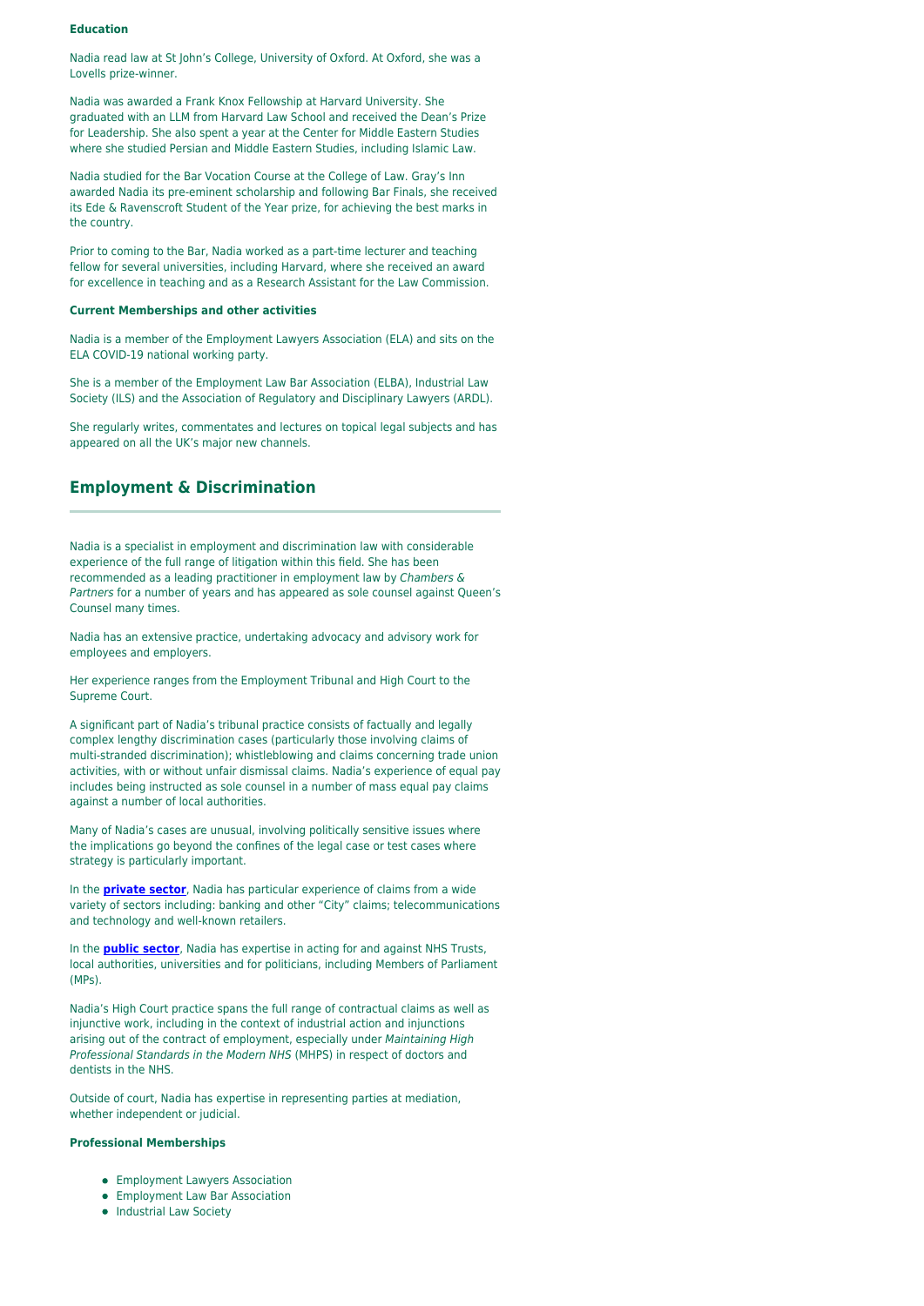**Education**

Nadia read law at St John's College, University of Oxford. At Oxford, she was a Lovells prize-winner.

Nadia was awarded a Frank Knox Fellowship at Harvard University. She graduated with an LLM from Harvard Law School and received the Dean's Prize for Leadership. She also spent a year at the Center for Middle Eastern Studies where she studied Persian and Middle Eastern Studies, including Islamic Law.

Nadia studied for the Bar Vocation Course at the College of Law. Gray's Inn awarded Nadia its pre-eminent scholarship and following Bar Finals, she received its Ede & Ravenscroft Student of the Year prize, for achieving the best marks in the country.

Prior to coming to the Bar, Nadia worked as a part-time lecturer and teaching fellow for several universities, including Harvard, where she received an award for excellence in teaching and as a Research Assistant for the Law Commission.

**Current Memberships and other activities**

Nadia is a member of the Employment Lawyers Association (ELA) and sits on the ELA COVID-19 national working party.

She is a member of the Employment Law Bar Association (ELBA), Industrial Law Society (ILS) and the Association of Regulatory and Disciplinary Lawyers (ARDL).

She regularly writes, commentates and lectures on topical legal subjects and has appeared on all the UK's major new channels.

## Employment & Discrimination

Nadia is a specialist in employment and discrimination law with considerable experience of the full range of litigation within this field. She has been recommended as a leading practitioner in employment law by *Chambers & Partners* for a number of years and has appeared as sole counsel against Queen's Counsel many times.

Nadia has an extensive practice, undertaking advocacy and advisory work for employees and employers.

Her experience ranges from the Employment Tribunal and High Court to the Supreme Court.

A significant part of Nadia's tribunal practice consists of factually and legally complex lengthy discrimination cases (particularly those involving claims of multi-stranded discrimination); whistleblowing and claims concerning trade union activities, with or without unfair dismissal claims. Nadia's experience of equal pay includes being instructed as sole counsel in a number of mass equal pay claims against a number of local authorities.

Many of Nadia's cases are unusual, involving politically sensitive issues where the implications go beyond the confines of the legal case or test cases where strategy is particularly important.

In the **private sector**, Nadia has particular experience of claims from a wide variety of sectors including: banking and other "City" claims; telecommunications and technology and well-known retailers.

In the **public sector**, Nadia has expertise in acting for and against NHS Trusts, local authorities, universities and for politicians, including Members of Parliament (MPs).

Nadia's High Court practice spans the full range of contractual claims as well as injunctive work, including in the context of industrial action and injunctions arising out of the contract of employment, especially under *Maintaining High Professional Standards in the Modern NHS* (MHPS) in respect of doctors and dentists in the NHS.

Outside of court, Nadia has expertise in representing parties at mediation, whether independent or judicial.

**Professional Memberships**

- Employment Lawyers Association
- Employment Law Bar Association
- Industrial Law Society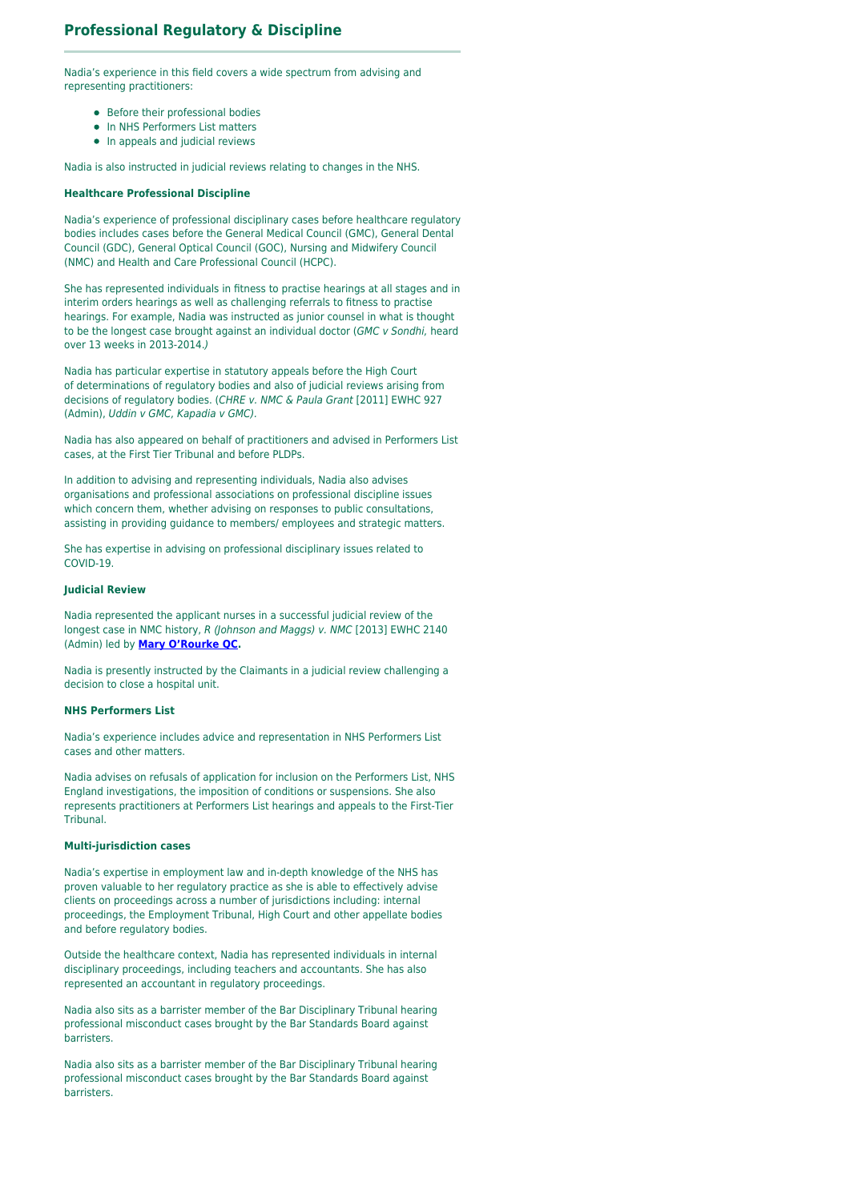## Professional Regulatory & Discipline

Nadia's experience in this field covers a wide spectrum from advising and representing practitioners:

- Before their professional bodies
- In NHS Performers List matters
- In appeals and judicial reviews

Nadia is also instructed in judicial reviews relating to changes in the NHS.

**Healthcare Professional Discipline**

Nadia's experience of professional disciplinary cases before healthcare regulatory bodies includes cases before the General Medical Council (GMC), General Dental Council (GDC), General Optical Council (GOC), Nursing and Midwifery Council (NMC) and Health and Care Professional Council (HCPC).

She has represented individuals in fitness to practise hearings at all stages and in interim orders hearings as well as challenging referrals to fitness to practise hearings. For example, Nadia was instructed as junior counsel in what is thought to be the longest case brought against an individual doctor (*GMC v Sondhi,* heard over 13 weeks in 2013-2014.*)*

Nadia has particular expertise in statutory appeals before the High Court of determinations of regulatory bodies and also of judicial reviews arising from decisions of regulatory bodies. (*CHRE v. NMC & Paula Grant* [2011] EWHC 927 (Admin), *Uddin v GMC, Kapadia v GMC)*.

Nadia has also appeared on behalf of practitioners and advised in Performers List cases, at the First Tier Tribunal and before PLDPs.

In addition to advising and representing individuals, Nadia also advises organisations and professional associations on professional discipline issues which concern them, whether advising on responses to public consultations, assisting in providing guidance to members/ employees and strategic matters.

She has expertise in advising on professional disciplinary issues related to COVID-19.

**Judicial Review**

Nadia represented the applicant nurses in a successful judicial review of the longest case in NMC history, *R (Johnson and Maggs) v. NMC* [2013] EWHC 2140 (Admin) led by **Mary O'Rourke QC.**

Nadia is presently instructed by the Claimants in a judicial review challenging a decision to close a hospital unit.

**NHS Performers List**

Nadia's experience includes advice and representation in NHS Performers List cases and other matters.

Nadia advises on refusals of application for inclusion on the Performers List, NHS England investigations, the imposition of conditions or suspensions. She also represents practitioners at Performers List hearings and appeals to the First-Tier Tribunal.

**Multi-jurisdiction cases**

Nadia's expertise in employment law and in-depth knowledge of the NHS has proven valuable to her regulatory practice as she is able to effectively advise clients on proceedings across a number of jurisdictions including: internal proceedings, the Employment Tribunal, High Court and other appellate bodies and before regulatory bodies.

Outside the healthcare context, Nadia has represented individuals in internal disciplinary proceedings, including teachers and accountants. She has also represented an accountant in regulatory proceedings.

Nadia also sits as a barrister member of the Bar Disciplinary Tribunal hearing professional misconduct cases brought by the Bar Standards Board against barristers.

Nadia also sits as a barrister member of the Bar Disciplinary Tribunal hearing professional misconduct cases brought by the Bar Standards Board against barristers.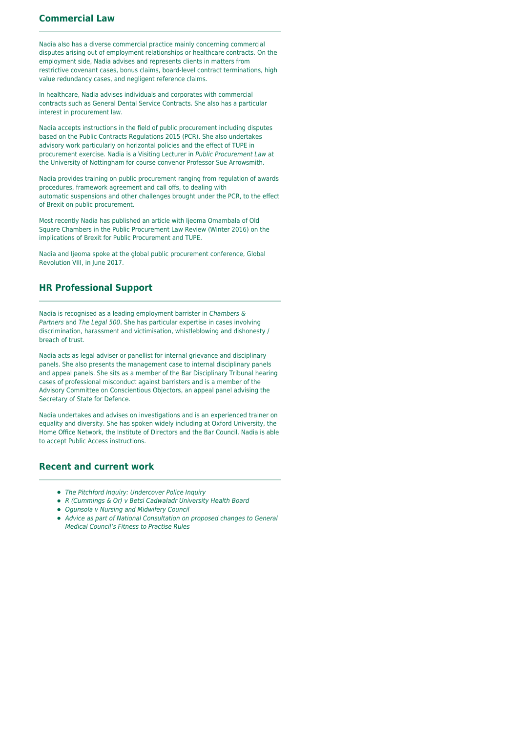## Commercial Law

Nadia also has a diverse commercial practice mainly concerning commercial disputes arising out of employment relationships or healthcare contracts. On the employment side, Nadia advises and represents clients in matters from restrictive covenant cases, bonus claims, board-level contract terminations, high value redundancy cases, and negligent reference claims.

In healthcare, Nadia advises individuals and corporates with commercial contracts such as General Dental Service Contracts. She also has a particular interest in procurement law.

Nadia accepts instructions in the field of public procurement including disputes based on the Public Contracts Regulations 2015 (PCR). She also undertakes advisory work particularly on horizontal policies and the effect of TUPE in procurement exercise. Nadia is a Visiting Lecturer in *Public Procurement Law* at the University of Nottingham for course convenor Professor Sue Arrowsmith.

Nadia provides training on public procurement ranging from regulation of awards procedures, framework agreement and call offs, to dealing with automatic suspensions and other challenges brought under the PCR, to the effect of Brexit on public procurement.

Most recently Nadia has published an article with Ijeoma Omambala of Old Square Chambers in the Public Procurement Law Review (Winter 2016) on the implications of Brexit for Public Procurement and TUPE.

Nadia and Ijeoma spoke at the global public procurement conference, Global Revolution VIII, in June 2017.

## HR Professional Support

Nadia is recognised as a leading employment barrister in *Chambers & Partners* and *The Legal 500*. She has particular expertise in cases involving discrimination, harassment and victimisation, whistleblowing and dishonesty / breach of trust.

Nadia acts as legal adviser or panellist for internal grievance and disciplinary panels. She also presents the management case to internal disciplinary panels and appeal panels. She sits as a member of the Bar Disciplinary Tribunal hearing cases of professional misconduct against barristers and is a member of the Advisory Committee on Conscientious Objectors, an appeal panel advising the Secretary of State for Defence.

Nadia undertakes and advises on investigations and is an experienced trainer on equality and diversity. She has spoken widely including at Oxford University, the Home Office Network, the Institute of Directors and the Bar Council. Nadia is able to accept Public Access instructions.

## Recent and current work

- *The Pitchford Inquiry: Undercover Police Inquiry*
- *R (Cummings & Or) v Betsi Cadwaladr University Health Board*
- *Ogunsola v Nursing and Midwifery Council*
- *Advice as part of National Consultation on proposed changes to General Medical Council's Fitness to Practise Rules*